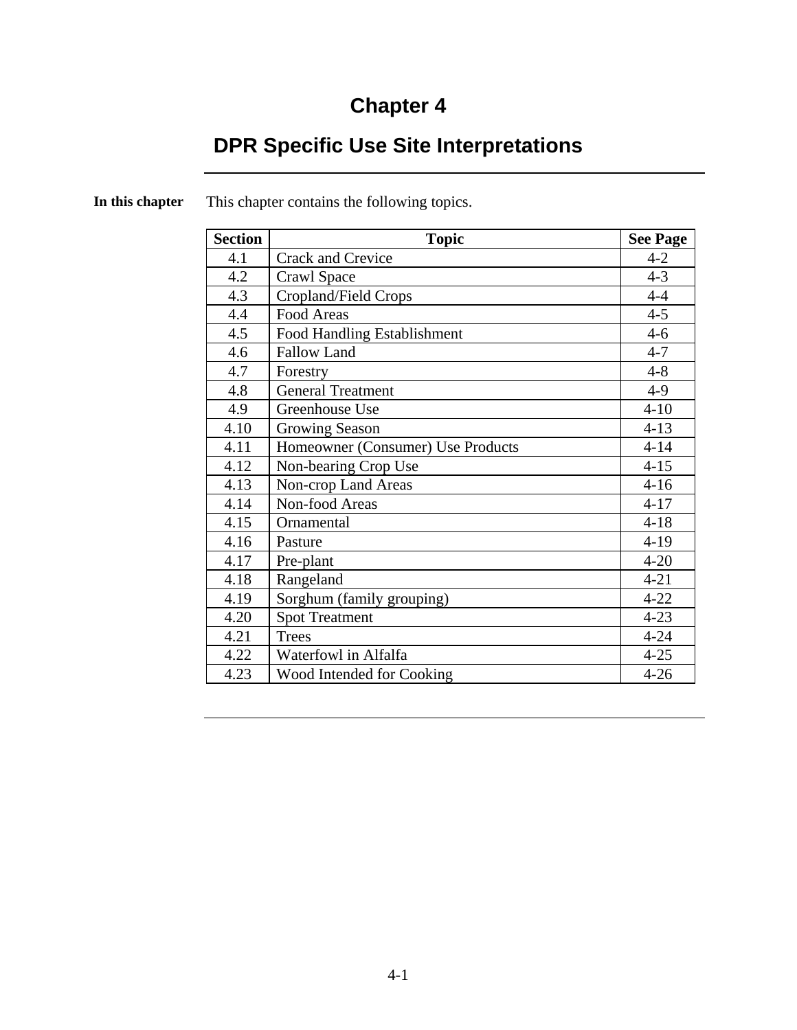# Chapter 4

## DPR Specific Use Site Interpretations

**In this chapter**

This chapter contains the following topics.

| Section | Topic | See Page |
|---|---|---|
| 4.1 | Crack and Crevice | 4-2 |
| 4.2 | Crawl Space | 4-3 |
| 4.3 | Cropland/Field Crops | 4-4 |
| 4.4 | Food Areas | 4-5 |
| 4.5 | Food Handling Establishment | 4-6 |
| 4.6 | Fallow Land | 4-7 |
| 4.7 | Forestry | 4-8 |
| 4.8 | General Treatment | 4-9 |
| 4.9 | Greenhouse Use | 4-10 |
| 4.10 | Growing Season | 4-13 |
| 4.11 | Homeowner (Consumer) Use Products | 4-14 |
| 4.12 | Non-bearing Crop Use | 4-15 |
| 4.13 | Non-crop Land Areas | 4-16 |
| 4.14 | Non-food Areas | 4-17 |
| 4.15 | Ornamental | 4-18 |
| 4.16 | Pasture | 4-19 |
| 4.17 | Pre-plant | 4-20 |
| 4.18 | Rangeland | 4-21 |
| 4.19 | Sorghum (family grouping) | 4-22 |
| 4.20 | Spot Treatment | 4-23 |
| 4.21 | Trees | 4-24 |
| 4.22 | Waterfowl in Alfalfa | 4-25 |
| 4.23 | Wood Intended for Cooking | 4-26 |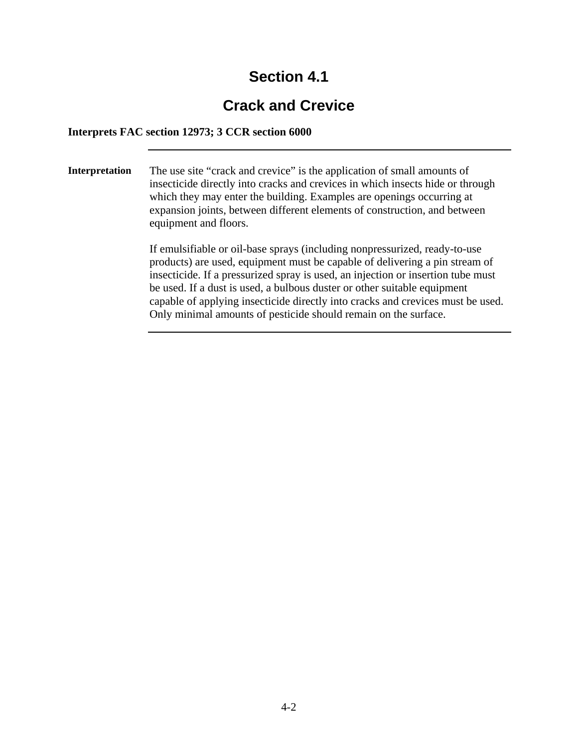# Section 4.1

## Crack and Crevice

**Interprets FAC section 12973; 3 CCR section 6000**

---

**Interpretation**

The use site “crack and crevice” is the application of small amounts of insecticide directly into cracks and crevices in which insects hide or through which they may enter the building. Examples are openings occurring at expansion joints, between different elements of construction, and between equipment and floors.

If emulsifiable or oil-base sprays (including nonpressurized, ready-to-use products) are used, equipment must be capable of delivering a pin stream of insecticide. If a pressurized spray is used, an injection or insertion tube must be used. If a dust is used, a bulbous duster or other suitable equipment capable of applying insecticide directly into cracks and crevices must be used. Only minimal amounts of pesticide should remain on the surface.

---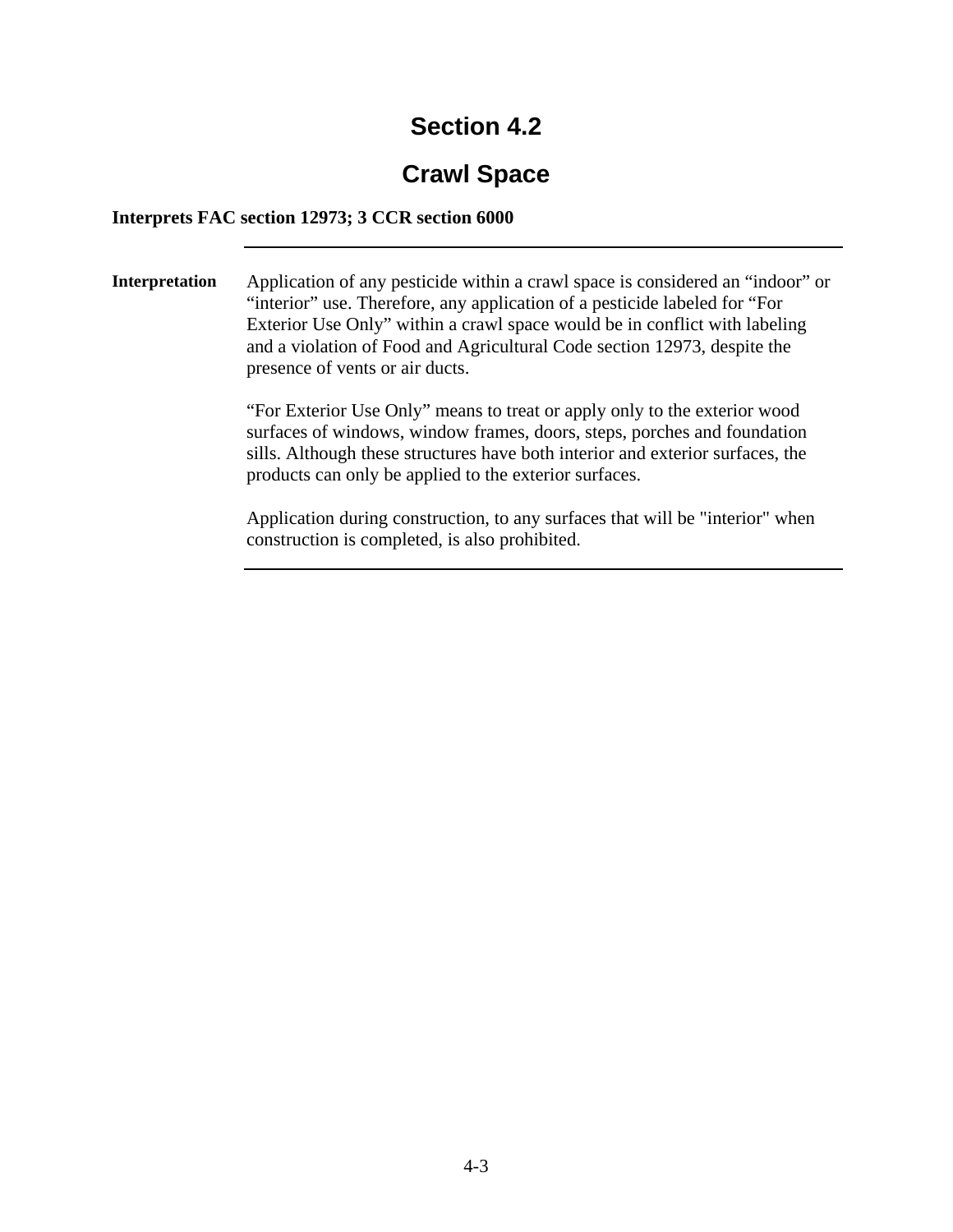# Section 4.2

## Crawl Space

**Interprets FAC section 12973; 3 CCR section 6000**

---

**Interpretation**

Application of any pesticide within a crawl space is considered an “indoor” or “interior” use. Therefore, any application of a pesticide labeled for “For Exterior Use Only” within a crawl space would be in conflict with labeling and a violation of Food and Agricultural Code section 12973, despite the presence of vents or air ducts.

“For Exterior Use Only” means to treat or apply only to the exterior wood surfaces of windows, window frames, doors, steps, porches and foundation sills. Although these structures have both interior and exterior surfaces, the products can only be applied to the exterior surfaces.

Application during construction, to any surfaces that will be "interior" when construction is completed, is also prohibited.

---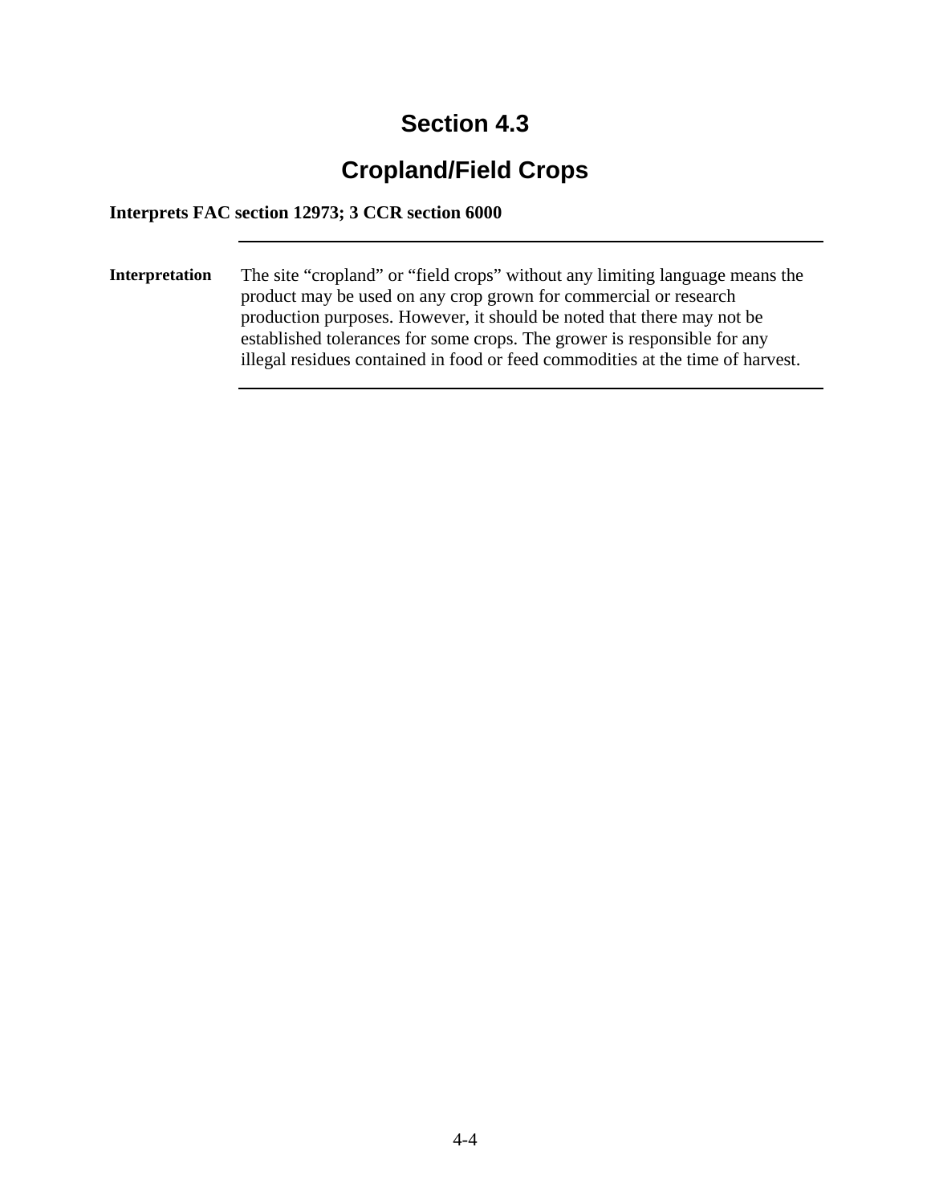# Section 4.3

# Cropland/Field Crops

**Interprets FAC section 12973; 3 CCR section 6000**

---

**Interpretation**

The site "cropland" or "field crops" without any limiting language means the product may be used on any crop grown for commercial or research production purposes. However, it should be noted that there may not be established tolerances for some crops. The grower is responsible for any illegal residues contained in food or feed commodities at the time of harvest.

---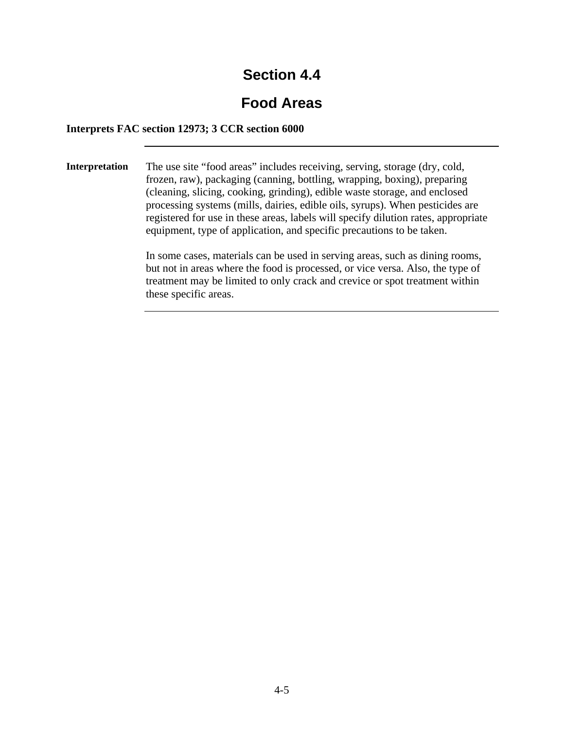# Section 4.4

# Food Areas

**Interprets FAC section 12973; 3 CCR section 6000**

---

**Interpretation**

The use site "food areas" includes receiving, serving, storage (dry, cold, frozen, raw), packaging (canning, bottling, wrapping, boxing), preparing (cleaning, slicing, cooking, grinding), edible waste storage, and enclosed processing systems (mills, dairies, edible oils, syrups). When pesticides are registered for use in these areas, labels will specify dilution rates, appropriate equipment, type of application, and specific precautions to be taken.

In some cases, materials can be used in serving areas, such as dining rooms, but not in areas where the food is processed, or vice versa. Also, the type of treatment may be limited to only crack and crevice or spot treatment within these specific areas.

---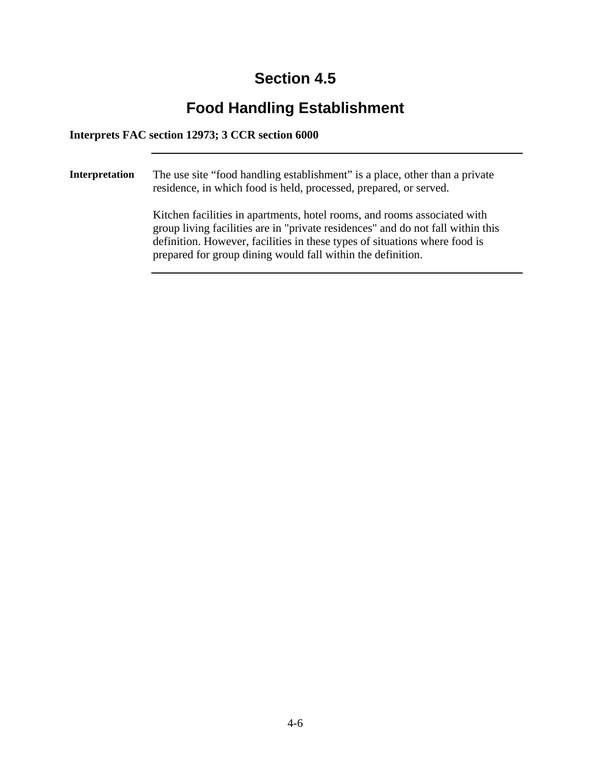# Section 4.5

## Food Handling Establishment

**Interprets FAC section 12973; 3 CCR section 6000**

---

**Interpretation**

The use site “food handling establishment” is a place, other than a private residence, in which food is held, processed, prepared, or served.

Kitchen facilities in apartments, hotel rooms, and rooms associated with group living facilities are in "private residences" and do not fall within this definition. However, facilities in these types of situations where food is prepared for group dining would fall within the definition.

---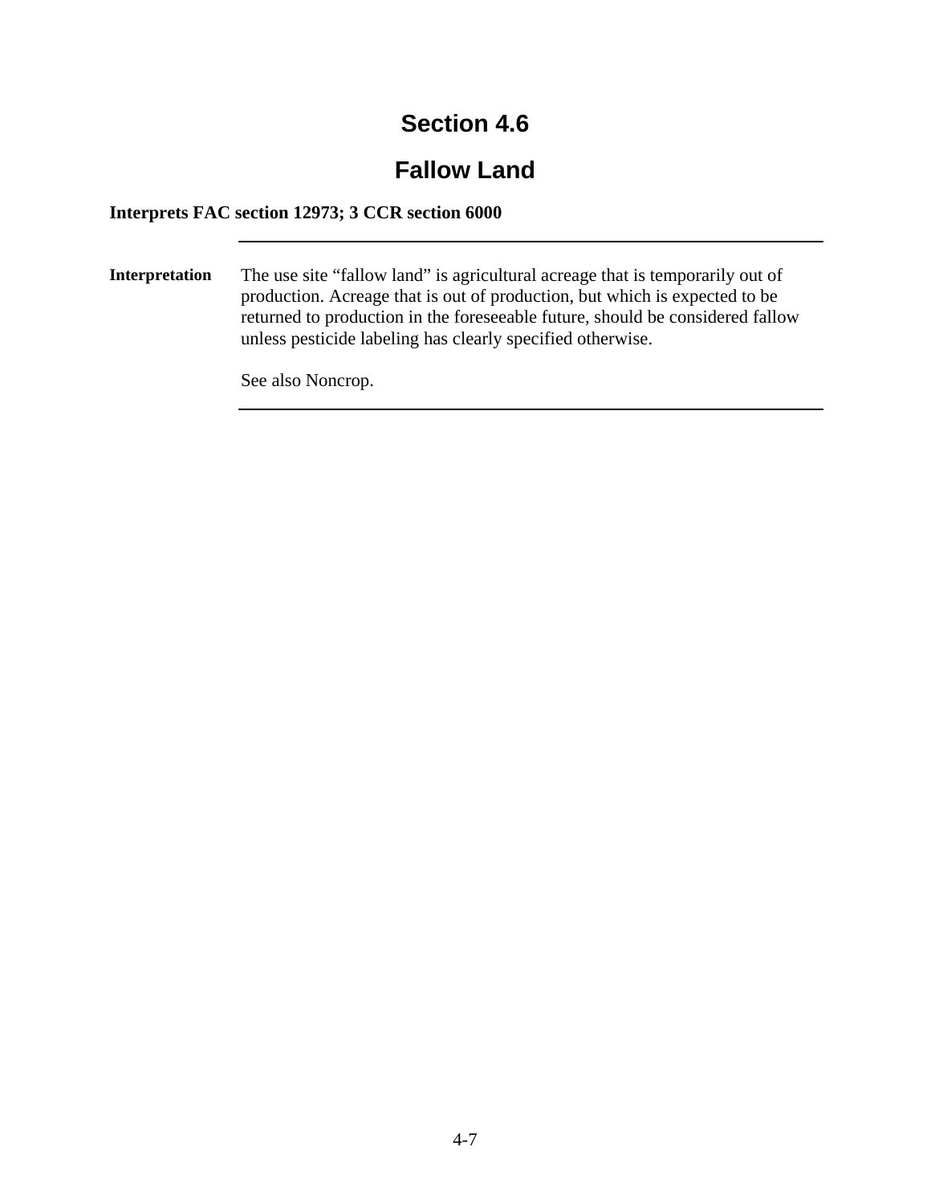# Section 4.6

## Fallow Land

**Interprets FAC section 12973; 3 CCR section 6000**

---

**Interpretation**

The use site “fallow land” is agricultural acreage that is temporarily out of production. Acreage that is out of production, but which is expected to be returned to production in the foreseeable future, should be considered fallow unless pesticide labeling has clearly specified otherwise.

See also Noncrop.

---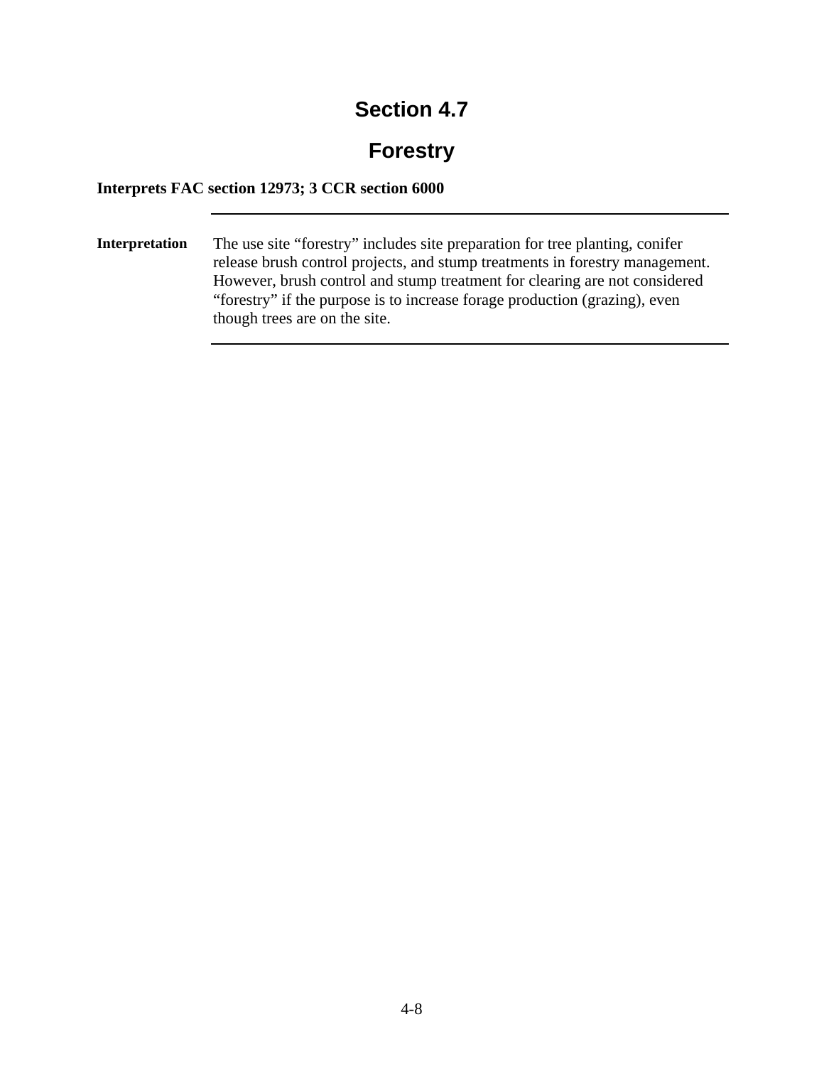# Section 4.7

# Forestry

**Interprets FAC section 12973; 3 CCR section 6000**

---

**Interpretation**

The use site "forestry" includes site preparation for tree planting, conifer release brush control projects, and stump treatments in forestry management. However, brush control and stump treatment for clearing are not considered "forestry" if the purpose is to increase forage production (grazing), even though trees are on the site.

---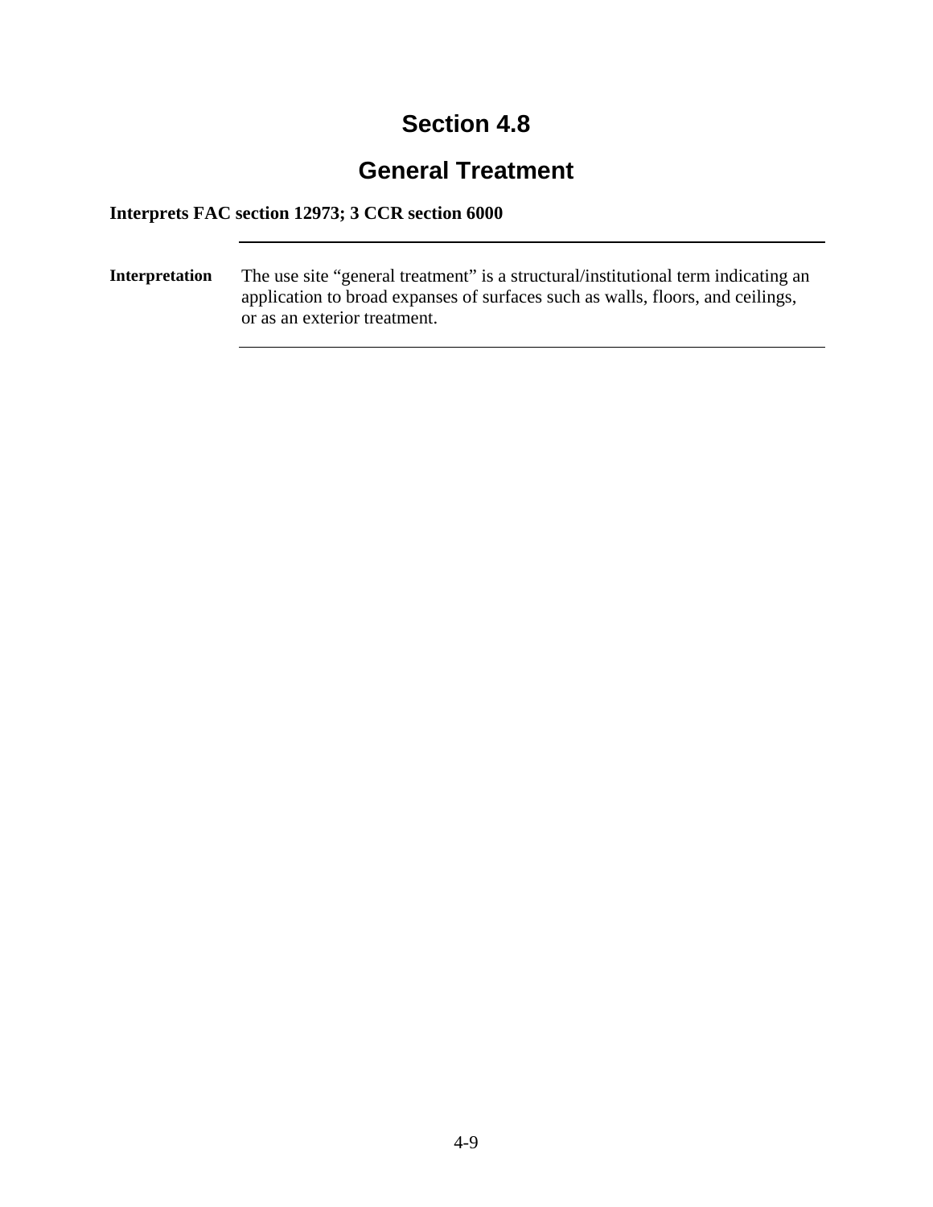# Section 4.8

## General Treatment

**Interprets FAC section 12973; 3 CCR section 6000**

---

**Interpretation** The use site "general treatment" is a structural/institutional term indicating an application to broad expanses of surfaces such as walls, floors, and ceilings, or as an exterior treatment.

---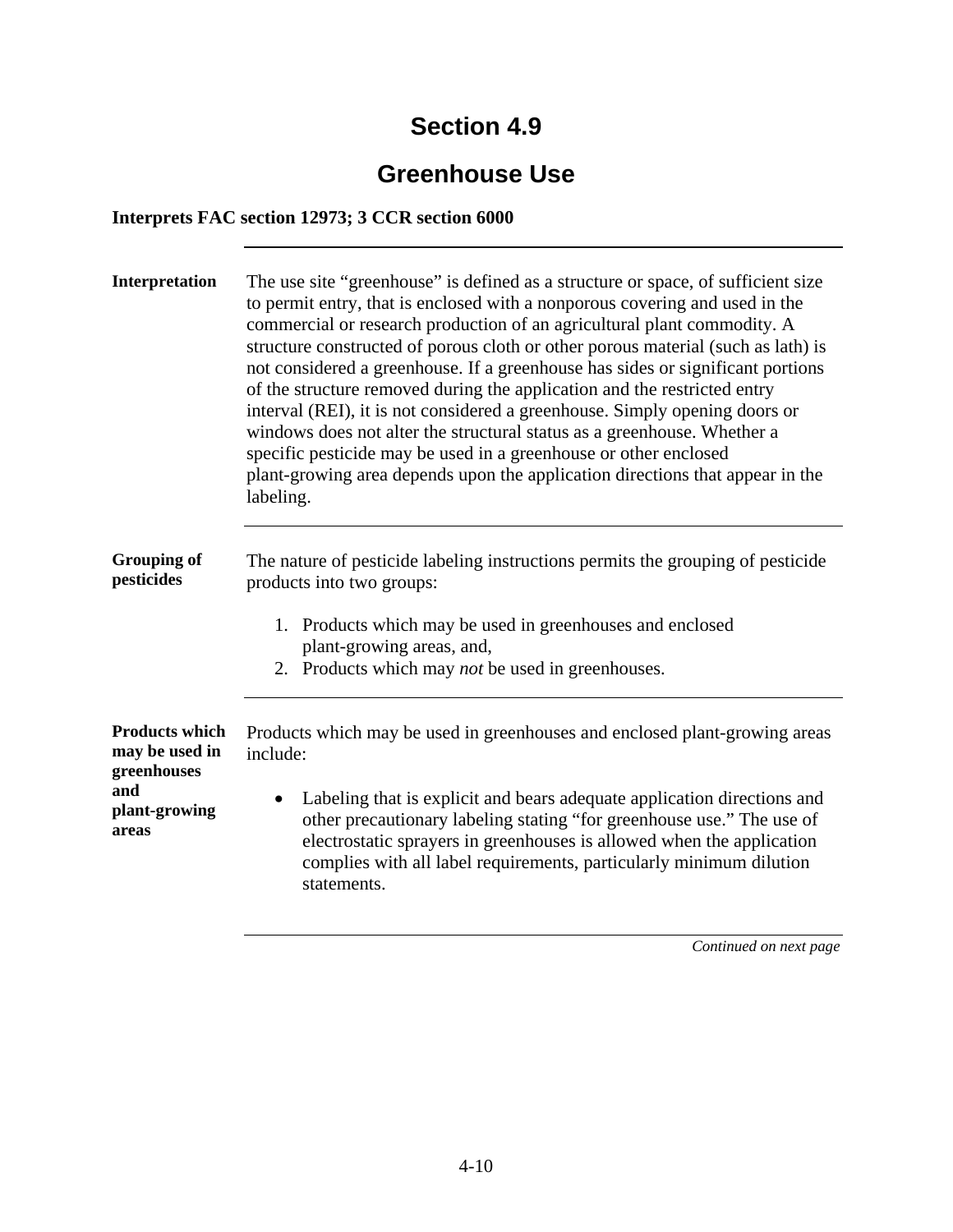# Section 4.9

## Greenhouse Use

**Interprets FAC section 12973; 3 CCR section 6000**

---

**Interpretation**

The use site "greenhouse" is defined as a structure or space, of sufficient size to permit entry, that is enclosed with a nonporous covering and used in the commercial or research production of an agricultural plant commodity. A structure constructed of porous cloth or other porous material (such as lath) is not considered a greenhouse. If a greenhouse has sides or significant portions of the structure removed during the application and the restricted entry interval (REI), it is not considered a greenhouse. Simply opening doors or windows does not alter the structural status as a greenhouse. Whether a specific pesticide may be used in a greenhouse or other enclosed plant-growing area depends upon the application directions that appear in the labeling.

---

**Grouping of pesticides**

The nature of pesticide labeling instructions permits the grouping of pesticide products into two groups:

1. Products which may be used in greenhouses and enclosed plant-growing areas, and,
2. Products which may *not* be used in greenhouses.

---

**Products which may be used in greenhouses and plant-growing areas**

Products which may be used in greenhouses and enclosed plant-growing areas include:

- Labeling that is explicit and bears adequate application directions and other precautionary labeling stating "for greenhouse use." The use of electrostatic sprayers in greenhouses is allowed when the application complies with all label requirements, particularly minimum dilution statements.

*Continued on next page*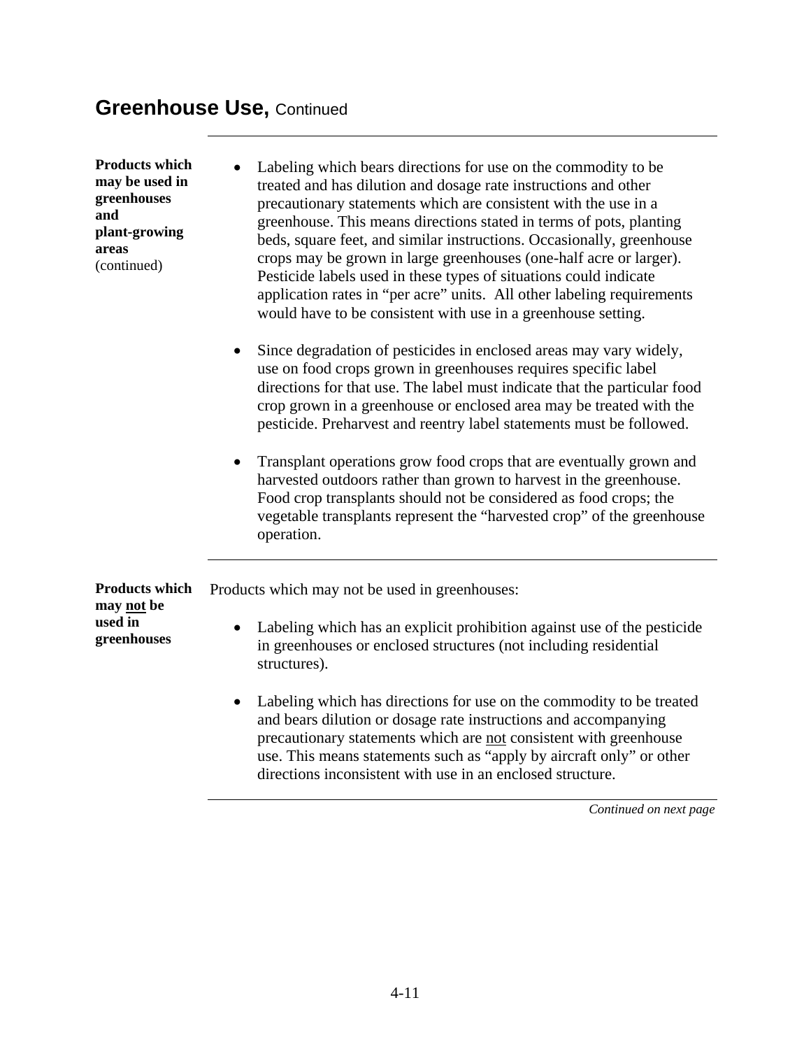## Greenhouse Use, Continued

**Products which may be used in greenhouses and plant-growing areas** (continued)

- Labeling which bears directions for use on the commodity to be treated and has dilution and dosage rate instructions and other precautionary statements which are consistent with the use in a greenhouse. This means directions stated in terms of pots, planting beds, square feet, and similar instructions. Occasionally, greenhouse crops may be grown in large greenhouses (one-half acre or larger). Pesticide labels used in these types of situations could indicate application rates in "per acre" units. All other labeling requirements would have to be consistent with use in a greenhouse setting.

- Since degradation of pesticides in enclosed areas may vary widely, use on food crops grown in greenhouses requires specific label directions for that use. The label must indicate that the particular food crop grown in a greenhouse or enclosed area may be treated with the pesticide. Preharvest and reentry label statements must be followed.

- Transplant operations grow food crops that are eventually grown and harvested outdoors rather than grown to harvest in the greenhouse. Food crop transplants should not be considered as food crops; the vegetable transplants represent the "harvested crop" of the greenhouse operation.

**Products which may <u>not</u> be used in greenhouses**

Products which may not be used in greenhouses:

- Labeling which has an explicit prohibition against use of the pesticide in greenhouses or enclosed structures (not including residential structures).

- Labeling which has directions for use on the commodity to be treated and bears dilution or dosage rate instructions and accompanying precautionary statements which are <u>not</u> consistent with greenhouse use. This means statements such as "apply by aircraft only" or other directions inconsistent with use in an enclosed structure.

*Continued on next page*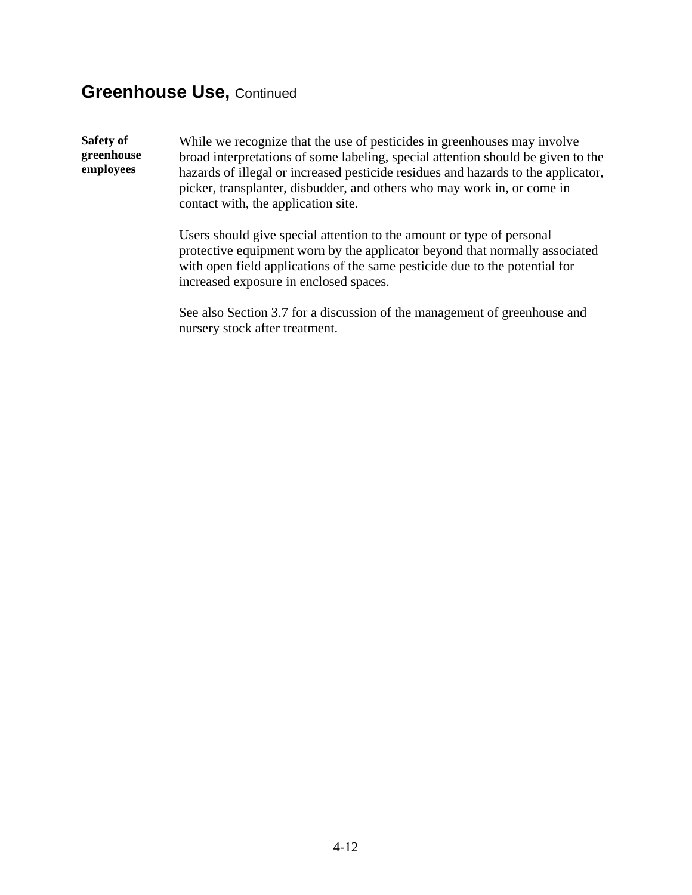## Greenhouse Use, Continued

**Safety of greenhouse employees**

While we recognize that the use of pesticides in greenhouses may involve broad interpretations of some labeling, special attention should be given to the hazards of illegal or increased pesticide residues and hazards to the applicator, picker, transplanter, disbudder, and others who may work in, or come in contact with, the application site.

Users should give special attention to the amount or type of personal protective equipment worn by the applicator beyond that normally associated with open field applications of the same pesticide due to the potential for increased exposure in enclosed spaces.

See also Section 3.7 for a discussion of the management of greenhouse and nursery stock after treatment.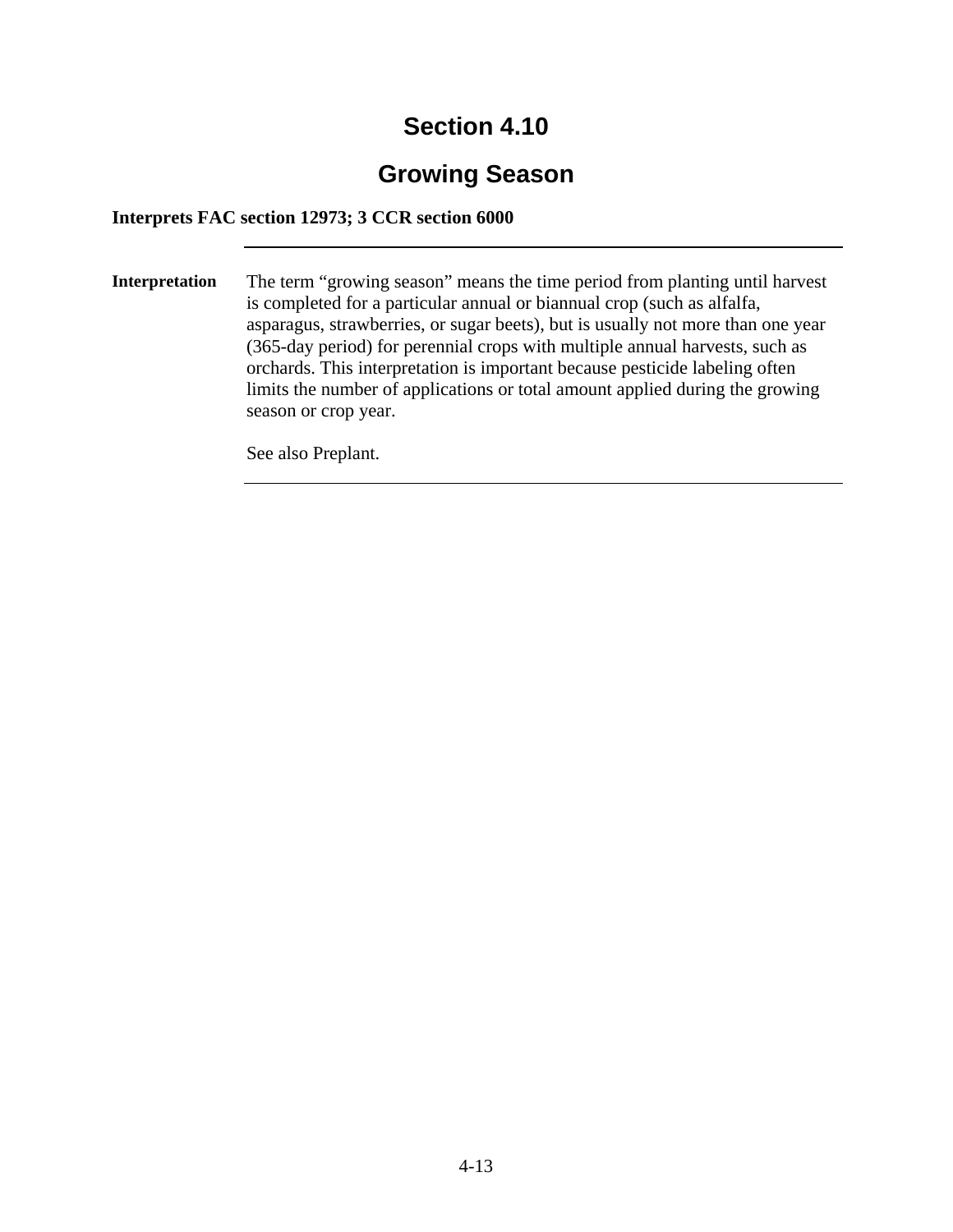# Section 4.10

## Growing Season

**Interprets FAC section 12973; 3 CCR section 6000**

---

**Interpretation**

The term "growing season" means the time period from planting until harvest is completed for a particular annual or biannual crop (such as alfalfa, asparagus, strawberries, or sugar beets), but is usually not more than one year (365-day period) for perennial crops with multiple annual harvests, such as orchards. This interpretation is important because pesticide labeling often limits the number of applications or total amount applied during the growing season or crop year.

See also Preplant.

---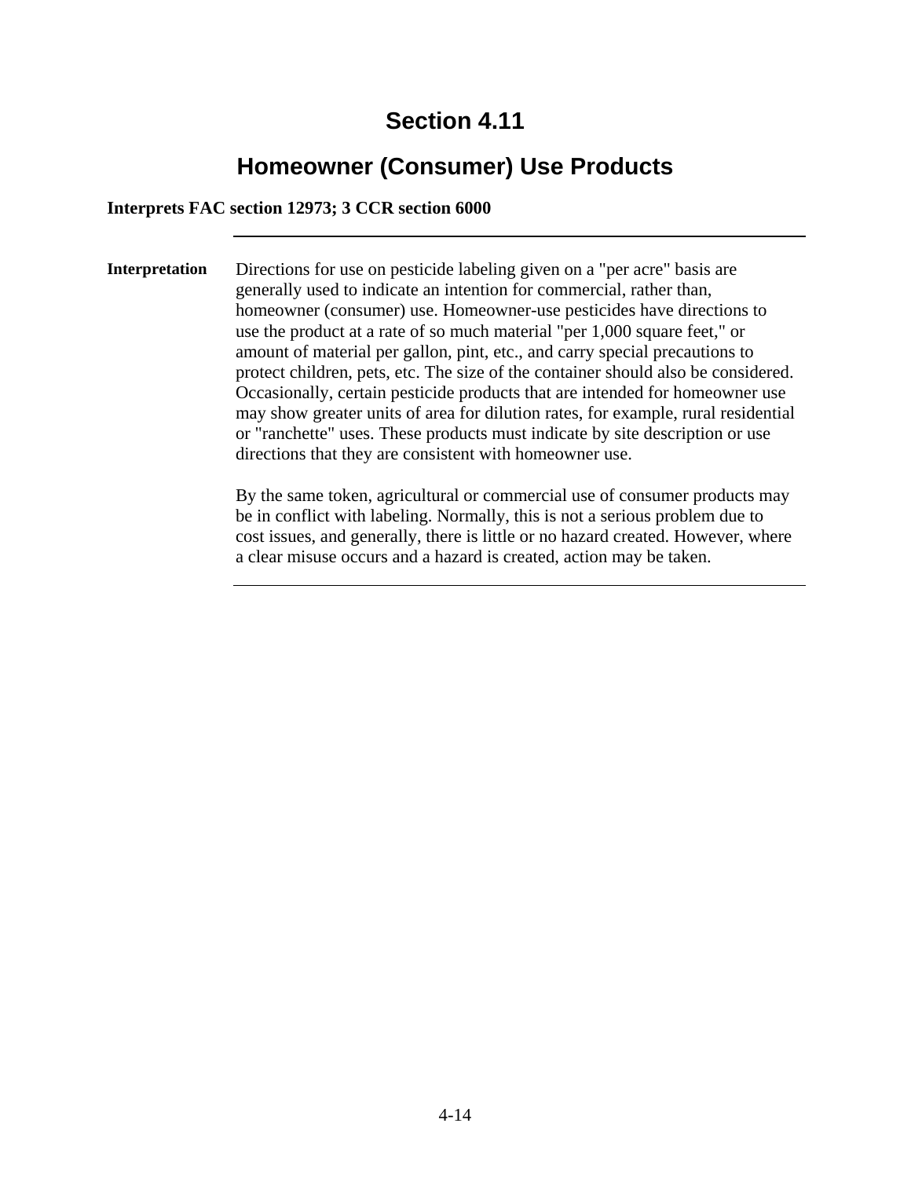# Section 4.11

## Homeowner (Consumer) Use Products

**Interprets FAC section 12973; 3 CCR section 6000**

---

**Interpretation**

Directions for use on pesticide labeling given on a "per acre" basis are generally used to indicate an intention for commercial, rather than, homeowner (consumer) use. Homeowner-use pesticides have directions to use the product at a rate of so much material "per 1,000 square feet," or amount of material per gallon, pint, etc., and carry special precautions to protect children, pets, etc. The size of the container should also be considered. Occasionally, certain pesticide products that are intended for homeowner use may show greater units of area for dilution rates, for example, rural residential or "ranchette" uses. These products must indicate by site description or use directions that they are consistent with homeowner use.

By the same token, agricultural or commercial use of consumer products may be in conflict with labeling. Normally, this is not a serious problem due to cost issues, and generally, there is little or no hazard created. However, where a clear misuse occurs and a hazard is created, action may be taken.

---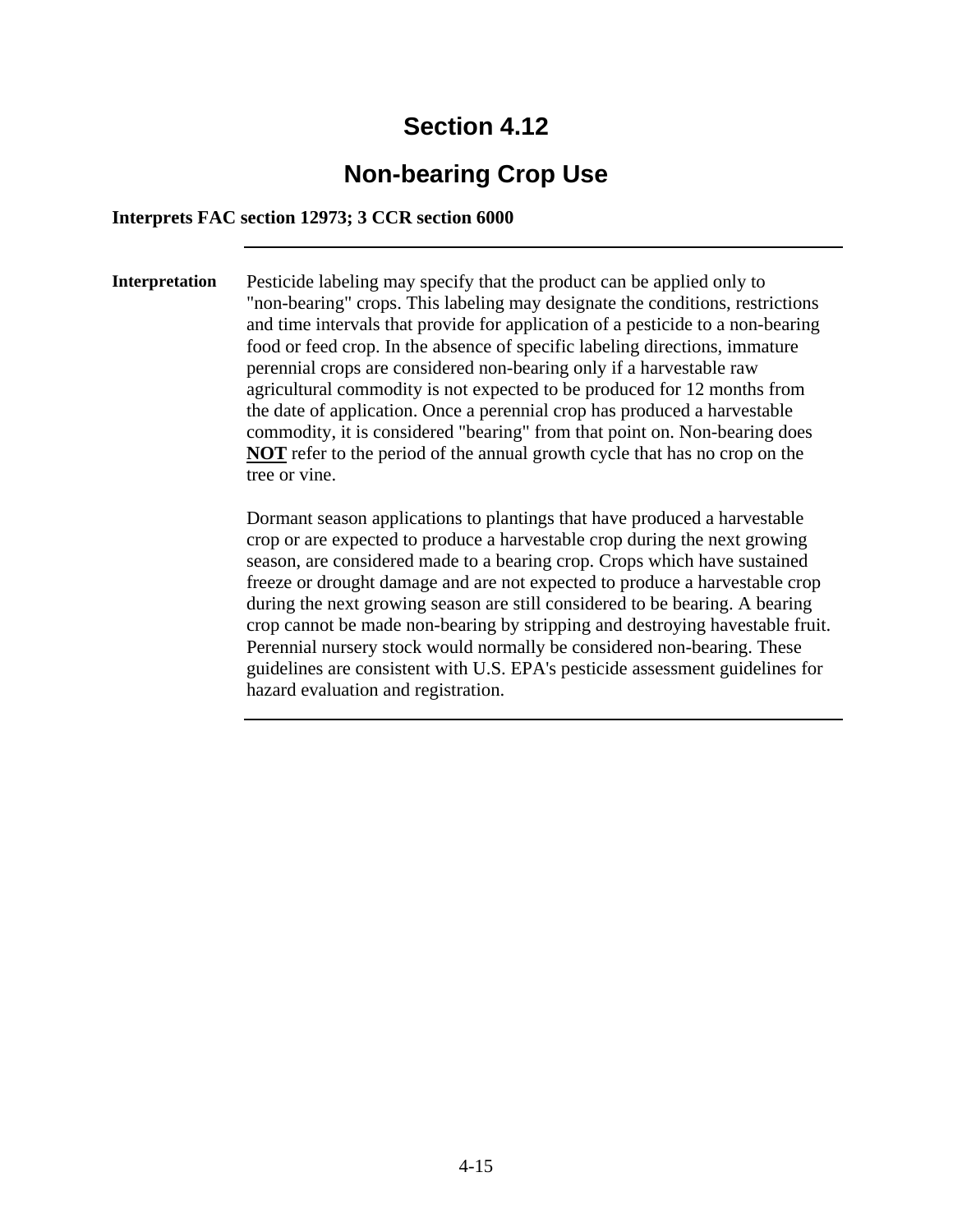# Section 4.12

## Non-bearing Crop Use

**Interprets FAC section 12973; 3 CCR section 6000**

---

**Interpretation**

Pesticide labeling may specify that the product can be applied only to "non-bearing" crops. This labeling may designate the conditions, restrictions and time intervals that provide for application of a pesticide to a non-bearing food or feed crop. In the absence of specific labeling directions, immature perennial crops are considered non-bearing only if a harvestable raw agricultural commodity is not expected to be produced for 12 months from the date of application. Once a perennial crop has produced a harvestable commodity, it is considered "bearing" from that point on. Non-bearing does **NOT** refer to the period of the annual growth cycle that has no crop on the tree or vine.

Dormant season applications to plantings that have produced a harvestable crop or are expected to produce a harvestable crop during the next growing season, are considered made to a bearing crop. Crops which have sustained freeze or drought damage and are not expected to produce a harvestable crop during the next growing season are still considered to be bearing. A bearing crop cannot be made non-bearing by stripping and destroying havestable fruit. Perennial nursery stock would normally be considered non-bearing. These guidelines are consistent with U.S. EPA's pesticide assessment guidelines for hazard evaluation and registration.

---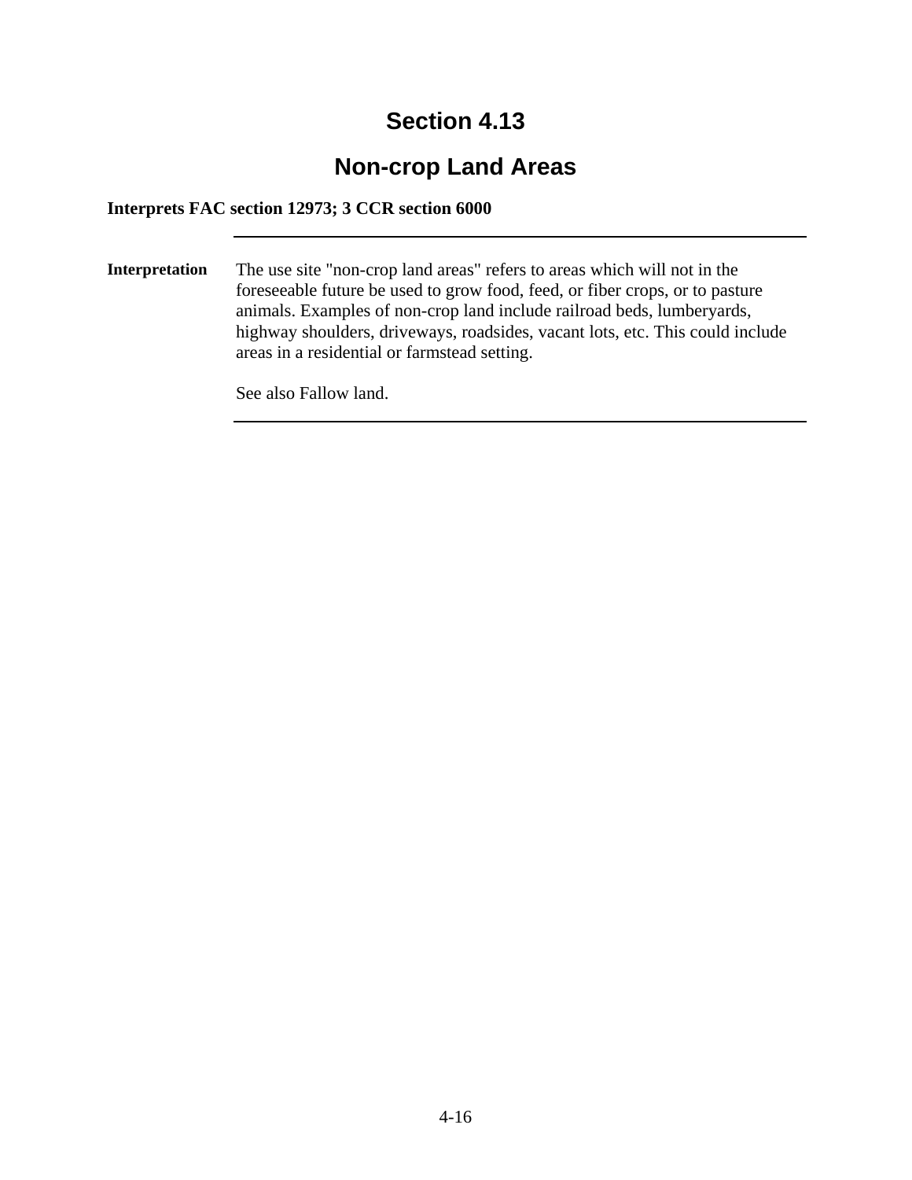# Section 4.13

## Non-crop Land Areas

**Interprets FAC section 12973; 3 CCR section 6000**

---

**Interpretation**

The use site "non-crop land areas" refers to areas which will not in the foreseeable future be used to grow food, feed, or fiber crops, or to pasture animals. Examples of non-crop land include railroad beds, lumberyards, highway shoulders, driveways, roadsides, vacant lots, etc. This could include areas in a residential or farmstead setting.

See also Fallow land.

---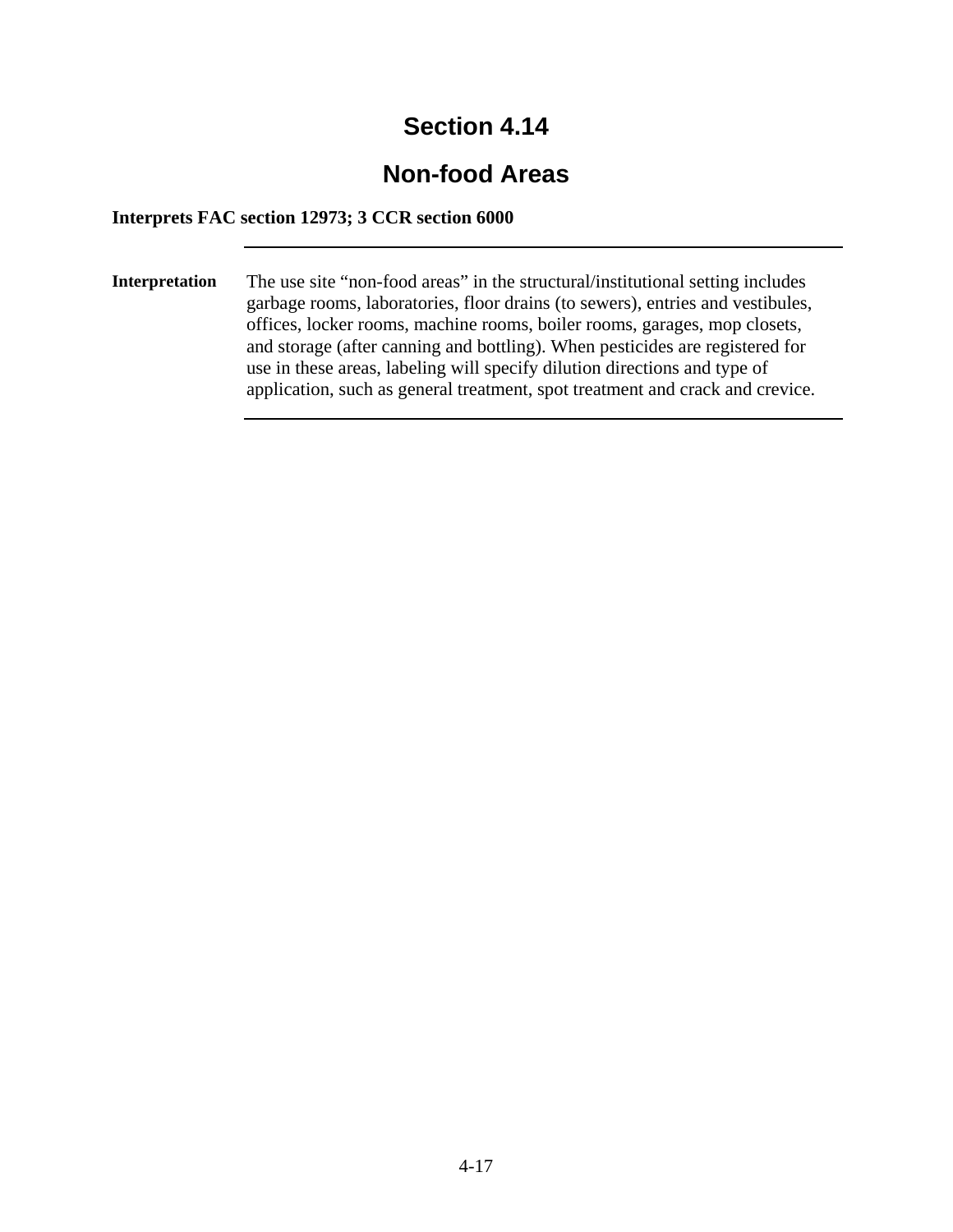# Section 4.14

## Non-food Areas

**Interprets FAC section 12973; 3 CCR section 6000**

---

**Interpretation**

The use site "non-food areas" in the structural/institutional setting includes garbage rooms, laboratories, floor drains (to sewers), entries and vestibules, offices, locker rooms, machine rooms, boiler rooms, garages, mop closets, and storage (after canning and bottling). When pesticides are registered for use in these areas, labeling will specify dilution directions and type of application, such as general treatment, spot treatment and crack and crevice.

---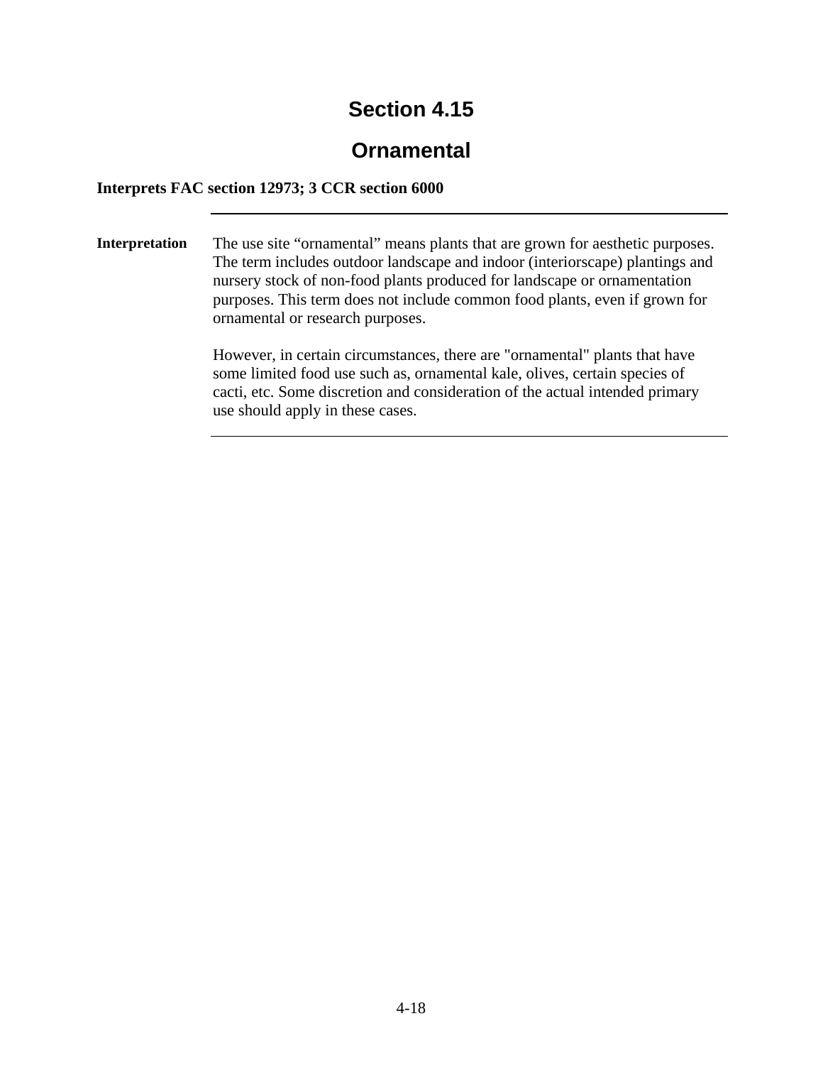# Section 4.15

## Ornamental

**Interprets FAC section 12973; 3 CCR section 6000**

---

**Interpretation**

The use site "ornamental" means plants that are grown for aesthetic purposes. The term includes outdoor landscape and indoor (interiorscape) plantings and nursery stock of non-food plants produced for landscape or ornamentation purposes. This term does not include common food plants, even if grown for ornamental or research purposes.

However, in certain circumstances, there are "ornamental" plants that have some limited food use such as, ornamental kale, olives, certain species of cacti, etc. Some discretion and consideration of the actual intended primary use should apply in these cases.

---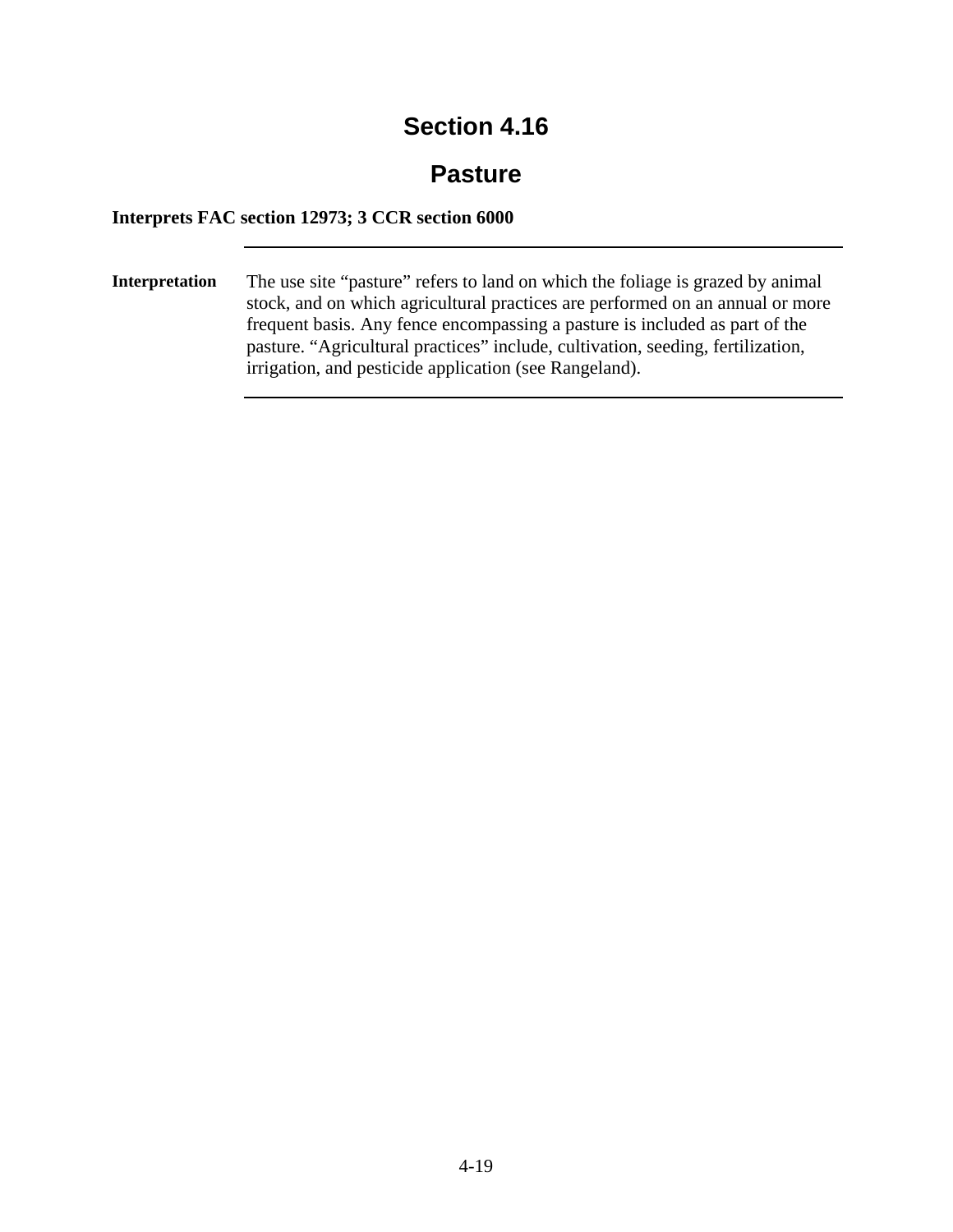# Section 4.16

## Pasture

**Interprets FAC section 12973; 3 CCR section 6000**

---

**Interpretation**

The use site “pasture” refers to land on which the foliage is grazed by animal stock, and on which agricultural practices are performed on an annual or more frequent basis. Any fence encompassing a pasture is included as part of the pasture. “Agricultural practices” include, cultivation, seeding, fertilization, irrigation, and pesticide application (see Rangeland).

---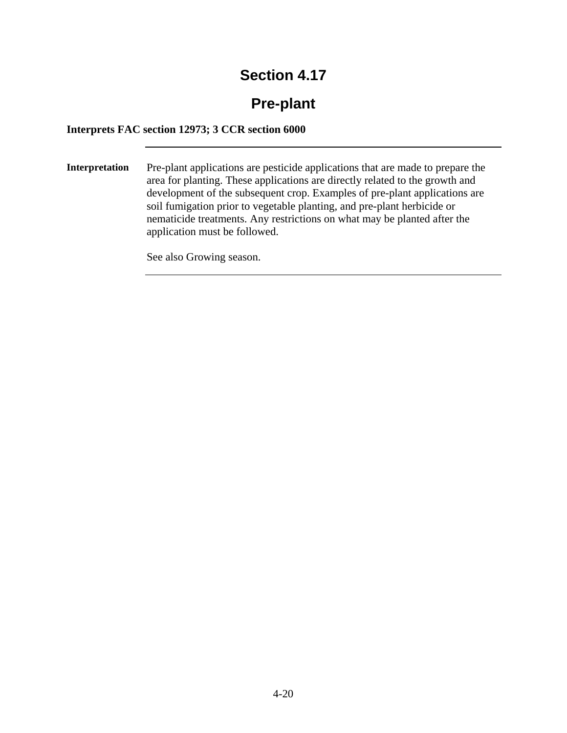# Section 4.17

## Pre-plant

**Interprets FAC section 12973; 3 CCR section 6000**

---

**Interpretation**

Pre-plant applications are pesticide applications that are made to prepare the area for planting. These applications are directly related to the growth and development of the subsequent crop. Examples of pre-plant applications are soil fumigation prior to vegetable planting, and pre-plant herbicide or nematicide treatments. Any restrictions on what may be planted after the application must be followed.

See also Growing season.

---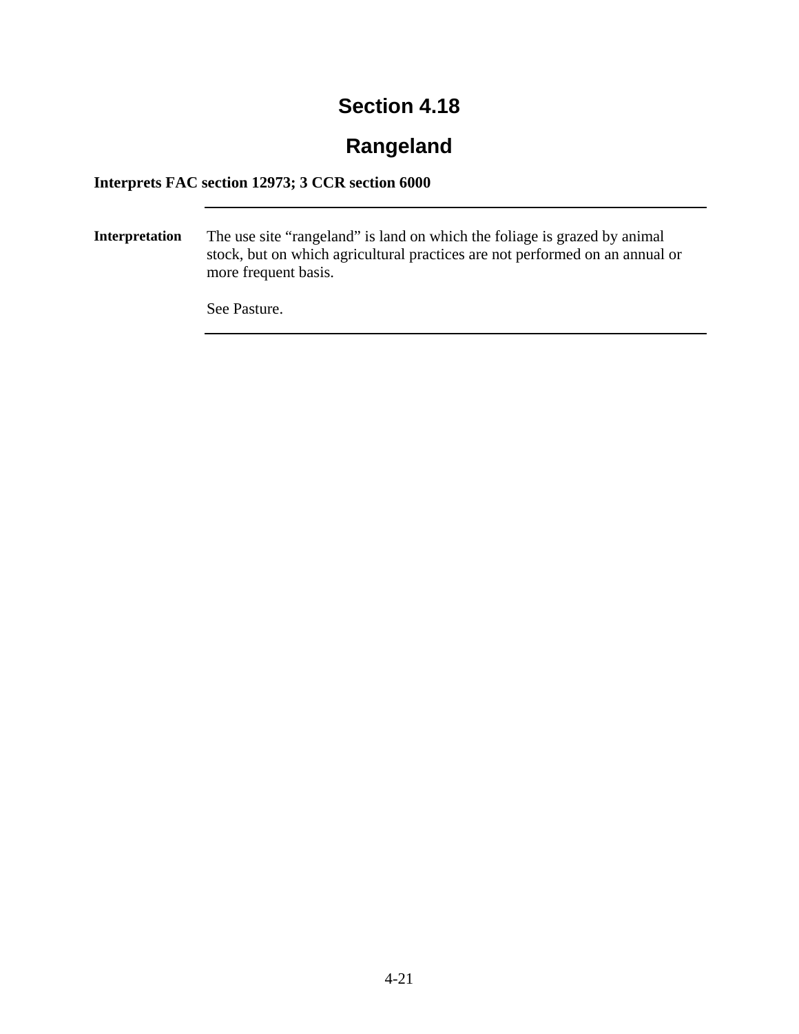# Section 4.18

## Rangeland

**Interprets FAC section 12973; 3 CCR section 6000**

---

**Interpretation**

The use site “rangeland” is land on which the foliage is grazed by animal stock, but on which agricultural practices are not performed on an annual or more frequent basis.

See Pasture.

---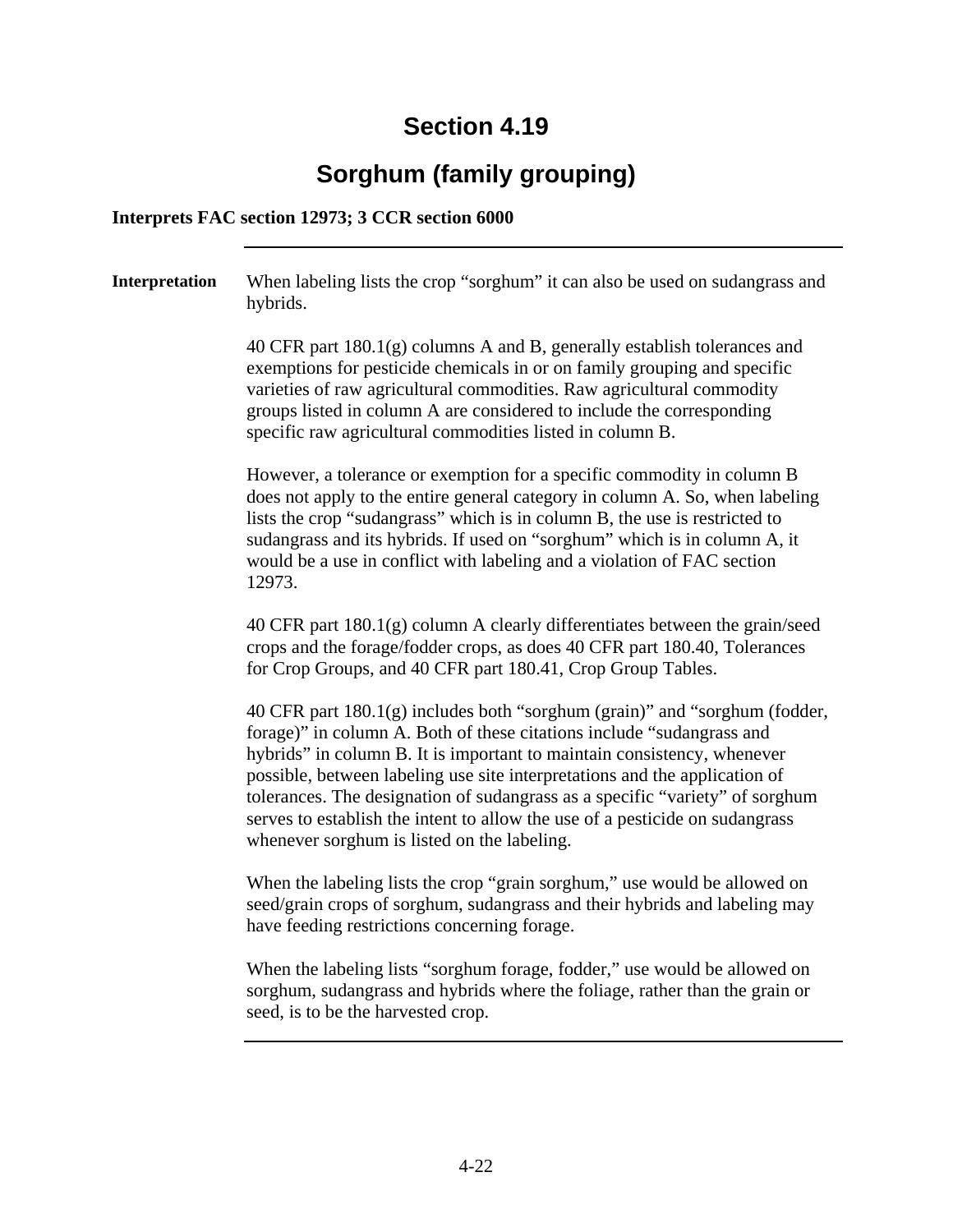# Section 4.19

## Sorghum (family grouping)

**Interprets FAC section 12973; 3 CCR section 6000**

---

**Interpretation**

When labeling lists the crop “sorghum” it can also be used on sudangrass and hybrids.

40 CFR part 180.1(g) columns A and B, generally establish tolerances and exemptions for pesticide chemicals in or on family grouping and specific varieties of raw agricultural commodities. Raw agricultural commodity groups listed in column A are considered to include the corresponding specific raw agricultural commodities listed in column B.

However, a tolerance or exemption for a specific commodity in column B does not apply to the entire general category in column A. So, when labeling lists the crop “sudangrass” which is in column B, the use is restricted to sudangrass and its hybrids. If used on “sorghum” which is in column A, it would be a use in conflict with labeling and a violation of FAC section 12973.

40 CFR part 180.1(g) column A clearly differentiates between the grain/seed crops and the forage/fodder crops, as does 40 CFR part 180.40, Tolerances for Crop Groups, and 40 CFR part 180.41, Crop Group Tables.

40 CFR part 180.1(g) includes both “sorghum (grain)” and “sorghum (fodder, forage)” in column A. Both of these citations include “sudangrass and hybrids” in column B. It is important to maintain consistency, whenever possible, between labeling use site interpretations and the application of tolerances. The designation of sudangrass as a specific “variety” of sorghum serves to establish the intent to allow the use of a pesticide on sudangrass whenever sorghum is listed on the labeling.

When the labeling lists the crop “grain sorghum,” use would be allowed on seed/grain crops of sorghum, sudangrass and their hybrids and labeling may have feeding restrictions concerning forage.

When the labeling lists “sorghum forage, fodder,” use would be allowed on sorghum, sudangrass and hybrids where the foliage, rather than the grain or seed, is to be the harvested crop.

---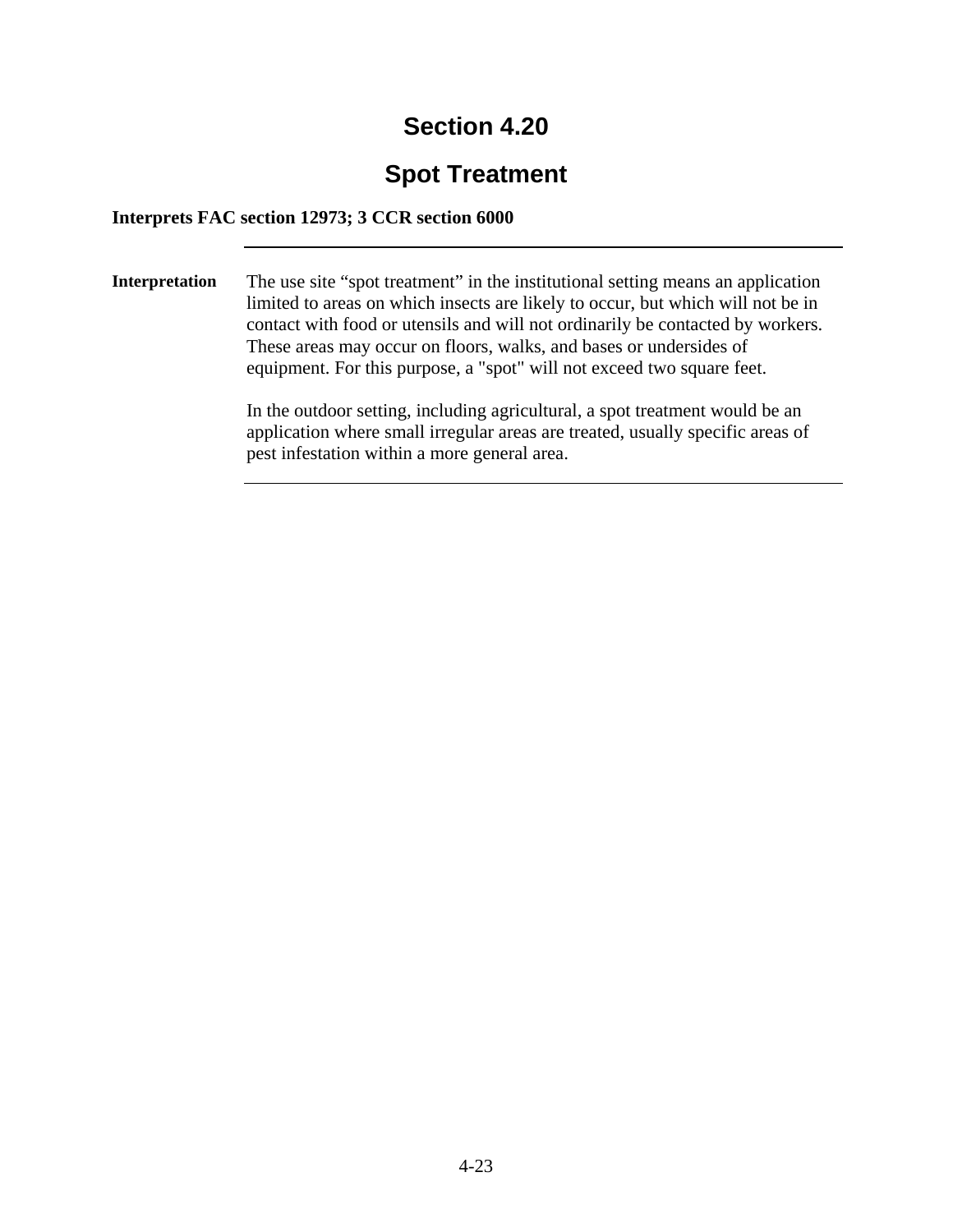# Section 4.20

# Spot Treatment

**Interprets FAC section 12973; 3 CCR section 6000**

---

**Interpretation**

The use site “spot treatment” in the institutional setting means an application limited to areas on which insects are likely to occur, but which will not be in contact with food or utensils and will not ordinarily be contacted by workers. These areas may occur on floors, walks, and bases or undersides of equipment. For this purpose, a "spot" will not exceed two square feet.

In the outdoor setting, including agricultural, a spot treatment would be an application where small irregular areas are treated, usually specific areas of pest infestation within a more general area.

---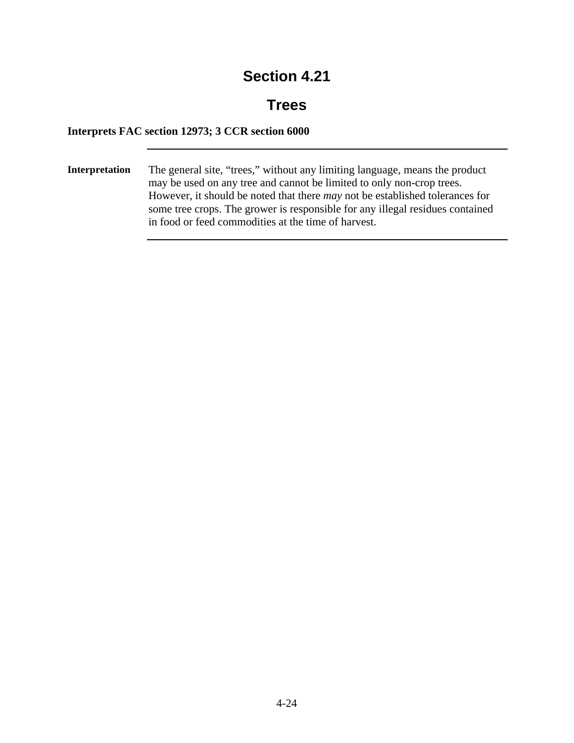# Section 4.21

## Trees

**Interprets FAC section 12973; 3 CCR section 6000**

---

**Interpretation**

The general site, "trees," without any limiting language, means the product may be used on any tree and cannot be limited to only non-crop trees. However, it should be noted that there *may* not be established tolerances for some tree crops. The grower is responsible for any illegal residues contained in food or feed commodities at the time of harvest.

---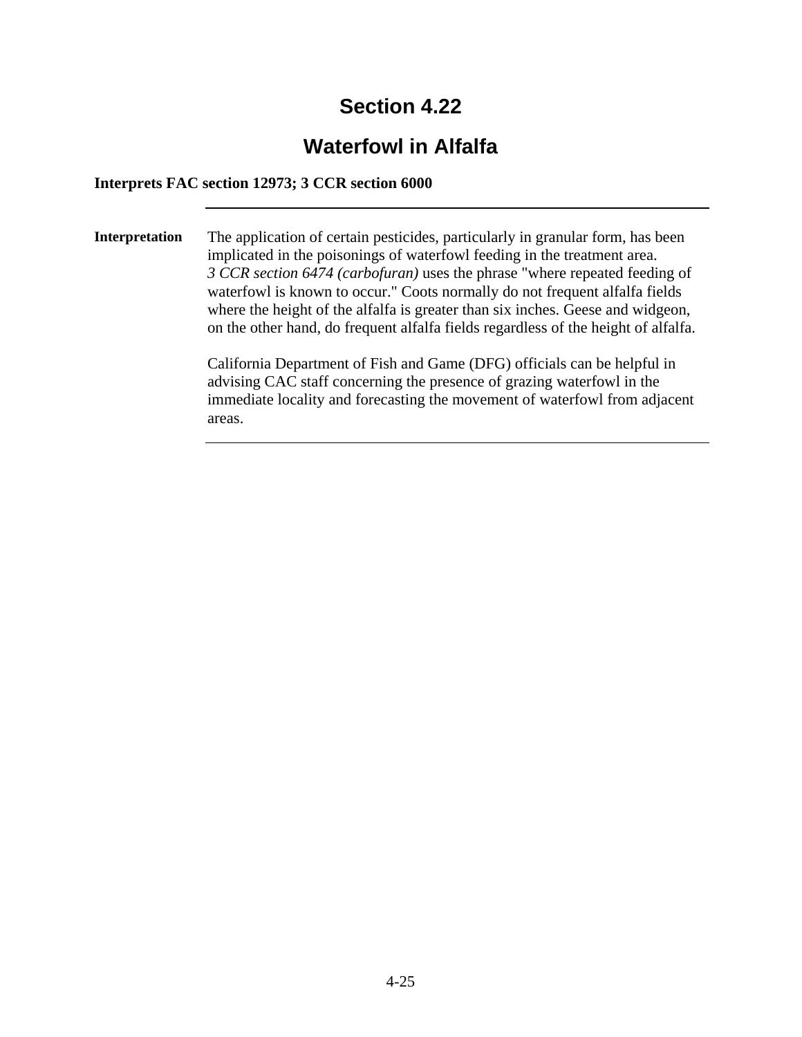# Section 4.22

## Waterfowl in Alfalfa

**Interprets FAC section 12973; 3 CCR section 6000**

---

**Interpretation**

The application of certain pesticides, particularly in granular form, has been implicated in the poisonings of waterfowl feeding in the treatment area. *3 CCR section 6474 (carbofuran)* uses the phrase "where repeated feeding of waterfowl is known to occur." Coots normally do not frequent alfalfa fields where the height of the alfalfa is greater than six inches. Geese and widgeon, on the other hand, do frequent alfalfa fields regardless of the height of alfalfa.

California Department of Fish and Game (DFG) officials can be helpful in advising CAC staff concerning the presence of grazing waterfowl in the immediate locality and forecasting the movement of waterfowl from adjacent areas.

---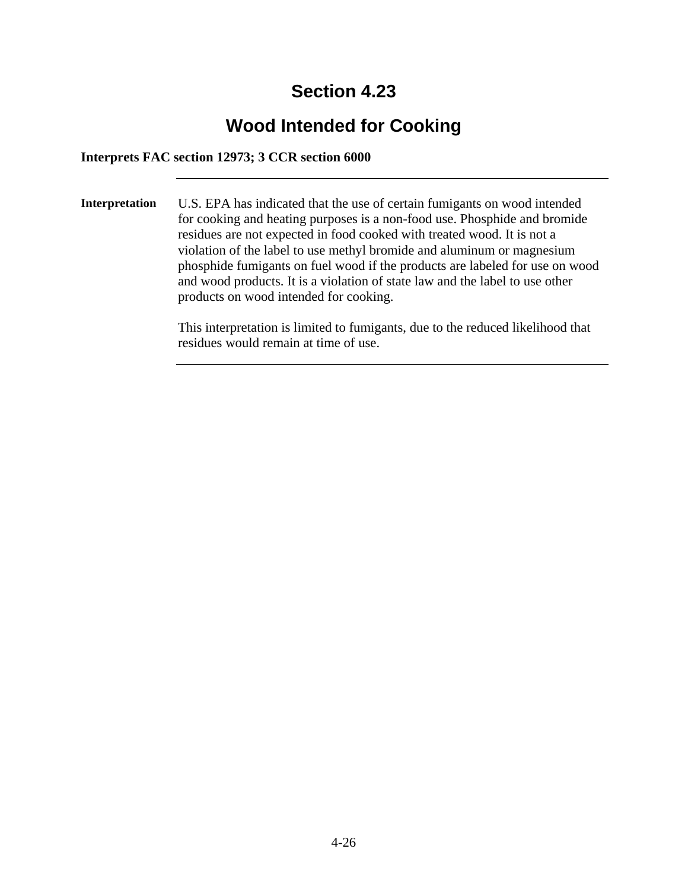# Section 4.23

## Wood Intended for Cooking

**Interprets FAC section 12973; 3 CCR section 6000**

---

**Interpretation**

U.S. EPA has indicated that the use of certain fumigants on wood intended for cooking and heating purposes is a non-food use. Phosphide and bromide residues are not expected in food cooked with treated wood. It is not a violation of the label to use methyl bromide and aluminum or magnesium phosphide fumigants on fuel wood if the products are labeled for use on wood and wood products. It is a violation of state law and the label to use other products on wood intended for cooking.

This interpretation is limited to fumigants, due to the reduced likelihood that residues would remain at time of use.

---